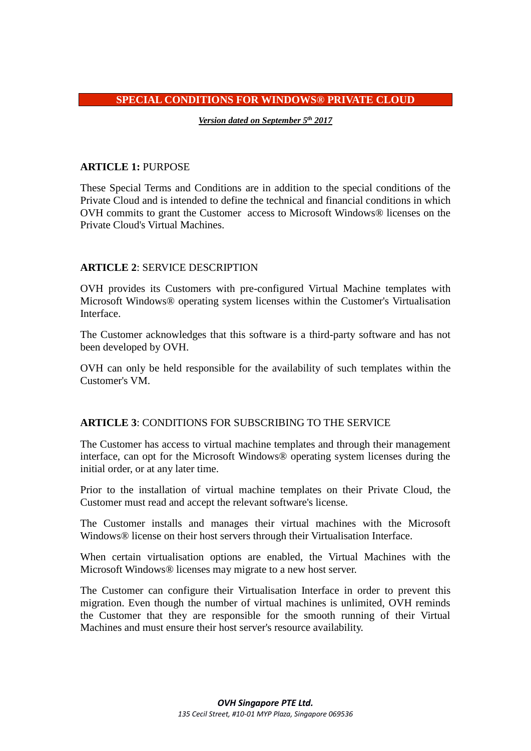# SPECIAL CONDITIONS FOR WINDOWS® PRIVATE CLOUD

***Version dated on September 5th 2017***

## ARTICLE 1: PURPOSE

These Special Terms and Conditions are in addition to the special conditions of the Private Cloud and is intended to define the technical and financial conditions in which OVH commits to grant the Customer access to Microsoft Windows® licenses on the Private Cloud's Virtual Machines.

## ARTICLE 2: SERVICE DESCRIPTION

OVH provides its Customers with pre-configured Virtual Machine templates with Microsoft Windows® operating system licenses within the Customer's Virtualisation Interface.

The Customer acknowledges that this software is a third-party software and has not been developed by OVH.

OVH can only be held responsible for the availability of such templates within the Customer's VM.

## ARTICLE 3: CONDITIONS FOR SUBSCRIBING TO THE SERVICE

The Customer has access to virtual machine templates and through their management interface, can opt for the Microsoft Windows® operating system licenses during the initial order, or at any later time.

Prior to the installation of virtual machine templates on their Private Cloud, the Customer must read and accept the relevant software's license.

The Customer installs and manages their virtual machines with the Microsoft Windows® license on their host servers through their Virtualisation Interface.

When certain virtualisation options are enabled, the Virtual Machines with the Microsoft Windows® licenses may migrate to a new host server.

The Customer can configure their Virtualisation Interface in order to prevent this migration. Even though the number of virtual machines is unlimited, OVH reminds the Customer that they are responsible for the smooth running of their Virtual Machines and must ensure their host server's resource availability.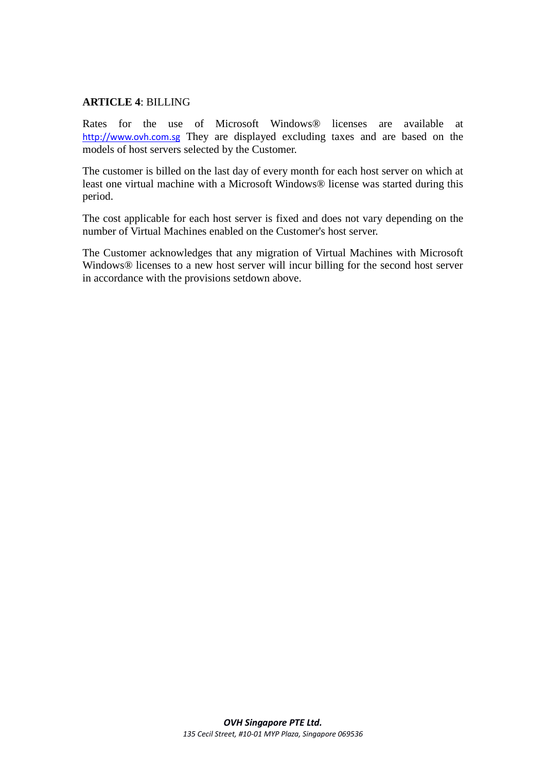**ARTICLE 4**: BILLING

Rates for the use of Microsoft Windows® licenses are available at http://www.ovh.com.sg They are displayed excluding taxes and are based on the models of host servers selected by the Customer.

The customer is billed on the last day of every month for each host server on which at least one virtual machine with a Microsoft Windows® license was started during this period.

The cost applicable for each host server is fixed and does not vary depending on the number of Virtual Machines enabled on the Customer's host server.

The Customer acknowledges that any migration of Virtual Machines with Microsoft Windows® licenses to a new host server will incur billing for the second host server in accordance with the provisions setdown above.